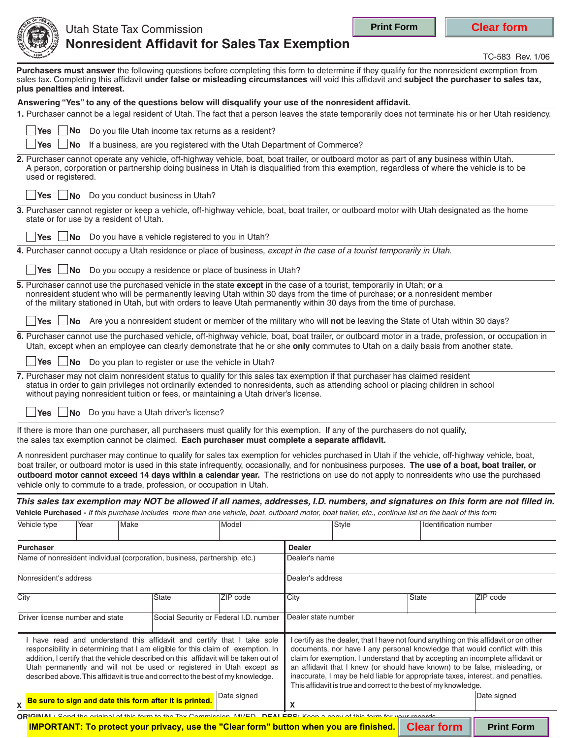Utah State Tax Commission

# Nonresident Affidavit for Sales Tax Exemption

Print Form | Clear form

TC-583 Rev. 1/06

**Purchasers must answer** the following questions before completing this form to determine if they qualify for the nonresident exemption from sales tax. Completing this affidavit **under false or misleading circumstances** will void this affidavit and **subject the purchaser to sales tax, plus penalties and interest.**

**Answering "Yes" to any of the questions below will disqualify your use of the nonresident affidavit.**

1. Purchaser cannot be a legal resident of Utah. The fact that a person leaves the state temporarily does not terminate his or her Utah residency.

   ☐ Yes ☐ No Do you file Utah income tax returns as a resident?

   ☐ Yes ☐ No If a business, are you registered with the Utah Department of Commerce?

2. Purchaser cannot operate any vehicle, off-highway vehicle, boat, boat trailer, or outboard motor as part of **any** business within Utah. A person, corporation or partnership doing business in Utah is disqualified from this exemption, regardless of where the vehicle is to be used or registered.

   ☐ Yes ☐ No Do you conduct business in Utah?

3. Purchaser cannot register or keep a vehicle, off-highway vehicle, boat, boat trailer, or outboard motor with Utah designated as the home state or for use by a resident of Utah.

   ☐ Yes ☐ No Do you have a vehicle registered to you in Utah?

4. Purchaser cannot occupy a Utah residence or place of business, *except in the case of a tourist temporarily in Utah*.

   ☐ Yes ☐ No Do you occupy a residence or place of business in Utah?

5. Purchaser cannot use the purchased vehicle in the state **except** in the case of a tourist, temporarily in Utah; **or** a nonresident student who will be permanently leaving Utah within 30 days from the time of purchase; **or** a nonresident member of the military stationed in Utah, but with orders to leave Utah permanently within 30 days from the time of purchase.

   ☐ Yes ☐ No Are you a nonresident student or member of the military who will **not** be leaving the State of Utah within 30 days?

6. Purchaser cannot use the purchased vehicle, off-highway vehicle, boat, boat trailer, or outboard motor in a trade, profession, or occupation in Utah, except when an employee can clearly demonstrate that he or she **only** commutes to Utah on a daily basis from another state.

   ☐ Yes ☐ No Do you plan to register or use the vehicle in Utah?

7. Purchaser may not claim nonresident status to qualify for this sales tax exemption if that purchaser has claimed resident status in order to gain privileges not ordinarily extended to nonresidents, such as attending school or placing children in school without paying nonresident tuition or fees, or maintaining a Utah driver's license.

   ☐ Yes ☐ No Do you have a Utah driver's license?

If there is more than one purchaser, all purchasers must qualify for this exemption. If any of the purchasers do not qualify, the sales tax exemption cannot be claimed. **Each purchaser must complete a separate affidavit.**

A nonresident purchaser may continue to qualify for sales tax exemption for vehicles purchased in Utah if the vehicle, off-highway vehicle, boat, boat trailer, or outboard motor is used in this state infrequently, occasionally, and for nonbusiness purposes. **The use of a boat, boat trailer, or outboard motor cannot exceed 14 days within a calendar year.** The restrictions on use do not apply to nonresidents who use the purchased vehicle only to commute to a trade, profession, or occupation in Utah.

***This sales tax exemption may NOT be allowed if all names, addresses, I.D. numbers, and signatures on this form are not filled in.***

**Vehicle Purchased -** *If this purchase includes more than one vehicle, boat, outboard motor, boat trailer, etc., continue list on the back of this form*

| Vehicle type | Year | Make | Model | Style | Identification number |
|---|---|---|---|---|---|
| | | | | | |

| **Purchaser** | | | **Dealer** | | |
|---|---|---|---|---|---|
| Name of nonresident individual (corporation, business, partnership, etc.) | | | Dealer's name | | |
| Nonresident's address | | | Dealer's address | | |
| City | State | ZIP code | City | State | ZIP code |
| Driver license number and state | Social Security or Federal I.D. number | | Dealer state number | | |

I have read and understand this affidavit and certify that I take sole responsibility in determining that I am eligible for this claim of exemption. In addition, I certify that the vehicle described on this affidavit will be taken out of Utah permanently and will not be used or registered in Utah except as described above. This affidavit is true and correct to the best of my knowledge.

X **Be sure to sign and date this form after it is printed.** Date signed

I certify as the dealer, that I have not found anything on this affidavit or on other documents, nor have I any personal knowledge that would conflict with this claim for exemption. I understand that by accepting an incomplete affidavit or an affidavit that I knew (or should have known) to be false, misleading, or inaccurate, I may be held liable for appropriate taxes, interest, and penalties. This affidavit is true and correct to the best of my knowledge.

X Date signed

ORIGINAL: Send the original of this form to the Tax Commission, MVED. DEALERS: Keep a copy of this form for your records.

**IMPORTANT: To protect your privacy, use the "Clear form" button when you are finished.** Clear form | Print Form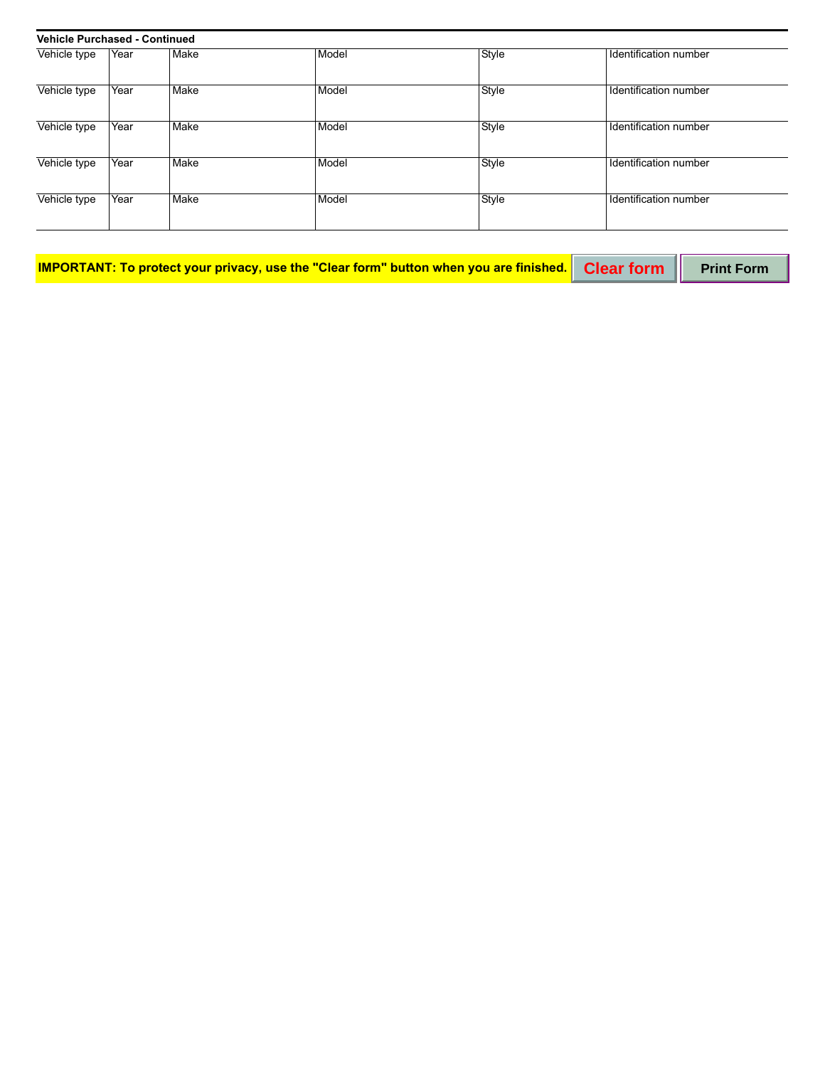**Vehicle Purchased - Continued**

| Vehicle type | Year | Make | Model | Style | Identification number |
|---|---|---|---|---|---|
| Vehicle type | Year | Make | Model | Style | Identification number |
| Vehicle type | Year | Make | Model | Style | Identification number |
| Vehicle type | Year | Make | Model | Style | Identification number |
| Vehicle type | Year | Make | Model | Style | Identification number |

**IMPORTANT: To protect your privacy, use the "Clear form" button when you are finished.** Clear form Print Form